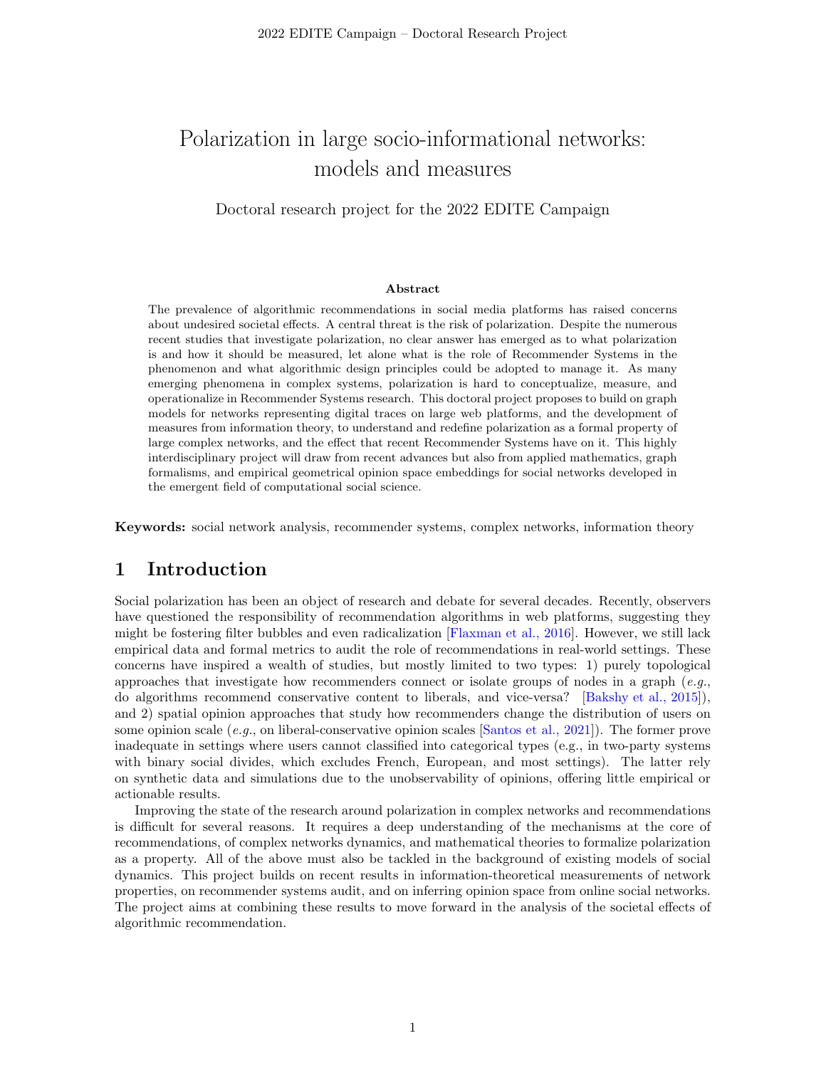# Polarization in large socio-informational networks: models and measures

Doctoral research project for the 2022 EDITE Campaign

**Abstract**

The prevalence of algorithmic recommendations in social media platforms has raised concerns about undesired societal effects. A central threat is the risk of polarization. Despite the numerous recent studies that investigate polarization, no clear answer has emerged as to what polarization is and how it should be measured, let alone what is the role of Recommender Systems in the phenomenon and what algorithmic design principles could be adopted to manage it. As many emerging phenomena in complex systems, polarization is hard to conceptualize, measure, and operationalize in Recommender Systems research. This doctoral project proposes to build on graph models for networks representing digital traces on large web platforms, and the development of measures from information theory, to understand and redefine polarization as a formal property of large complex networks, and the effect that recent Recommender Systems have on it. This highly interdisciplinary project will draw from recent advances but also from applied mathematics, graph formalisms, and empirical geometrical opinion space embeddings for social networks developed in the emergent field of computational social science.

**Keywords:** social network analysis, recommender systems, complex networks, information theory

## 1 Introduction

Social polarization has been an object of research and debate for several decades. Recently, observers have questioned the responsibility of recommendation algorithms in web platforms, suggesting they might be fostering filter bubbles and even radicalization [Flaxman et al., 2016]. However, we still lack empirical data and formal metrics to audit the role of recommendations in real-world settings. These concerns have inspired a wealth of studies, but mostly limited to two types: 1) purely topological approaches that investigate how recommenders connect or isolate groups of nodes in a graph (*e.g.*, do algorithms recommend conservative content to liberals, and vice-versa? [Bakshy et al., 2015]), and 2) spatial opinion approaches that study how recommenders change the distribution of users on some opinion scale (*e.g.*, on liberal-conservative opinion scales [Santos et al., 2021]). The former prove inadequate in settings where users cannot classified into categorical types (e.g., in two-party systems with binary social divides, which excludes French, European, and most settings). The latter rely on synthetic data and simulations due to the unobservability of opinions, offering little empirical or actionable results.

Improving the state of the research around polarization in complex networks and recommendations is difficult for several reasons. It requires a deep understanding of the mechanisms at the core of recommendations, of complex networks dynamics, and mathematical theories to formalize polarization as a property. All of the above must also be tackled in the background of existing models of social dynamics. This project builds on recent results in information-theoretical measurements of network properties, on recommender systems audit, and on inferring opinion space from online social networks. The project aims at combining these results to move forward in the analysis of the societal effects of algorithmic recommendation.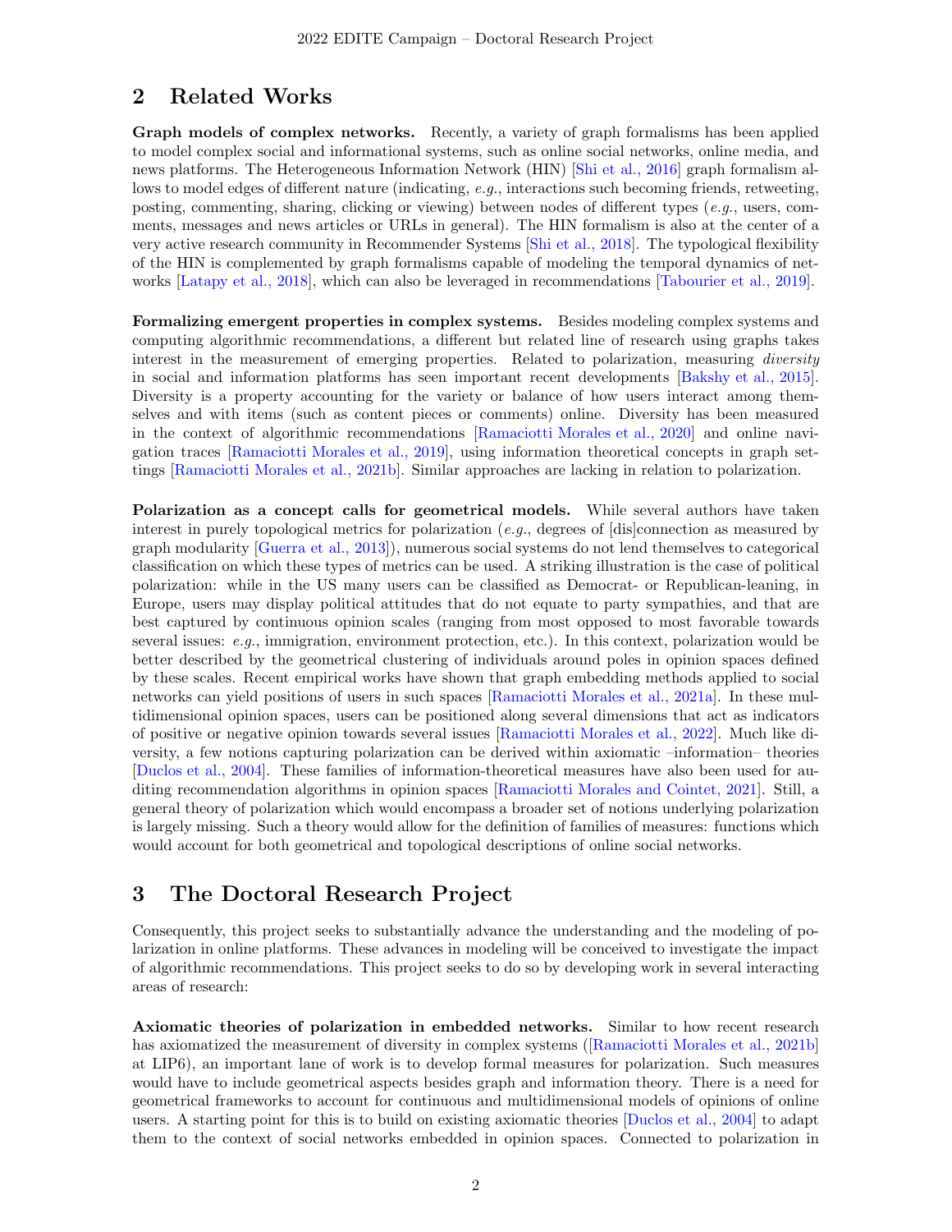## 2 Related Works

**Graph models of complex networks.** Recently, a variety of graph formalisms has been applied to model complex social and informational systems, such as online social networks, online media, and news platforms. The Heterogeneous Information Network (HIN) [Shi et al., 2016] graph formalism allows to model edges of different nature (indicating, *e.g.*, interactions such becoming friends, retweeting, posting, commenting, sharing, clicking or viewing) between nodes of different types (*e.g.*, users, comments, messages and news articles or URLs in general). The HIN formalism is also at the center of a very active research community in Recommender Systems [Shi et al., 2018]. The typological flexibility of the HIN is complemented by graph formalisms capable of modeling the temporal dynamics of networks [Latapy et al., 2018], which can also be leveraged in recommendations [Tabourier et al., 2019].

**Formalizing emergent properties in complex systems.** Besides modeling complex systems and computing algorithmic recommendations, a different but related line of research using graphs takes interest in the measurement of emerging properties. Related to polarization, measuring *diversity* in social and information platforms has seen important recent developments [Bakshy et al., 2015]. Diversity is a property accounting for the variety or balance of how users interact among themselves and with items (such as content pieces or comments) online. Diversity has been measured in the context of algorithmic recommendations [Ramaciotti Morales et al., 2020] and online navigation traces [Ramaciotti Morales et al., 2019], using information theoretical concepts in graph settings [Ramaciotti Morales et al., 2021b]. Similar approaches are lacking in relation to polarization.

**Polarization as a concept calls for geometrical models.** While several authors have taken interest in purely topological metrics for polarization (*e.g.*, degrees of [dis]connection as measured by graph modularity [Guerra et al., 2013]), numerous social systems do not lend themselves to categorical classification on which these types of metrics can be used. A striking illustration is the case of political polarization: while in the US many users can be classified as Democrat- or Republican-leaning, in Europe, users may display political attitudes that do not equate to party sympathies, and that are best captured by continuous opinion scales (ranging from most opposed to most favorable towards several issues: *e.g.*, immigration, environment protection, etc.). In this context, polarization would be better described by the geometrical clustering of individuals around poles in opinion spaces defined by these scales. Recent empirical works have shown that graph embedding methods applied to social networks can yield positions of users in such spaces [Ramaciotti Morales et al., 2021a]. In these multidimensional opinion spaces, users can be positioned along several dimensions that act as indicators of positive or negative opinion towards several issues [Ramaciotti Morales et al., 2022]. Much like diversity, a few notions capturing polarization can be derived within axiomatic –information– theories [Duclos et al., 2004]. These families of information-theoretical measures have also been used for auditing recommendation algorithms in opinion spaces [Ramaciotti Morales and Cointet, 2021]. Still, a general theory of polarization which would encompass a broader set of notions underlying polarization is largely missing. Such a theory would allow for the definition of families of measures: functions which would account for both geometrical and topological descriptions of online social networks.

## 3 The Doctoral Research Project

Consequently, this project seeks to substantially advance the understanding and the modeling of polarization in online platforms. These advances in modeling will be conceived to investigate the impact of algorithmic recommendations. This project seeks to do so by developing work in several interacting areas of research:

**Axiomatic theories of polarization in embedded networks.** Similar to how recent research has axiomatized the measurement of diversity in complex systems ([Ramaciotti Morales et al., 2021b] at LIP6), an important lane of work is to develop formal measures for polarization. Such measures would have to include geometrical aspects besides graph and information theory. There is a need for geometrical frameworks to account for continuous and multidimensional models of opinions of online users. A starting point for this is to build on existing axiomatic theories [Duclos et al., 2004] to adapt them to the context of social networks embedded in opinion spaces. Connected to polarization in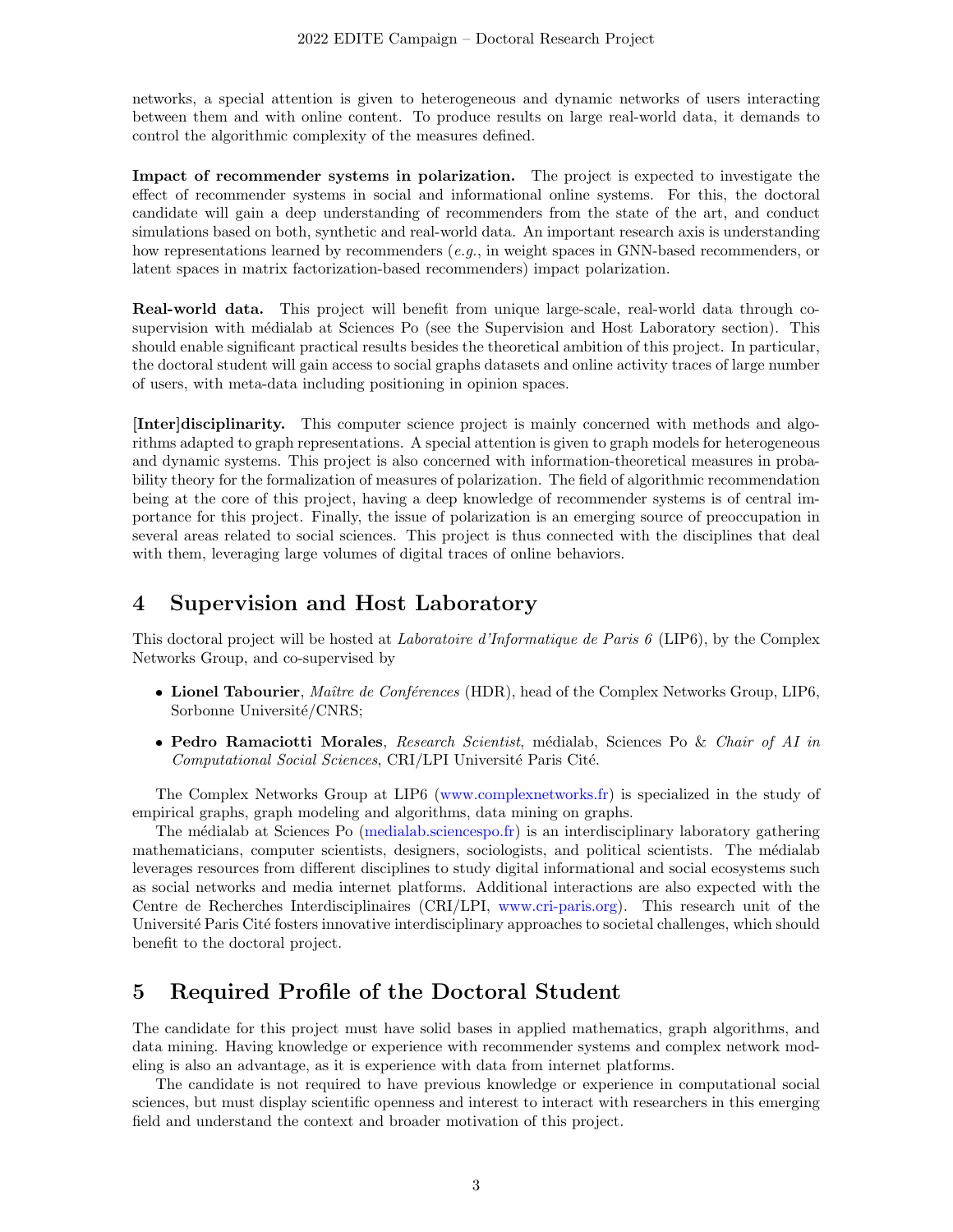networks, a special attention is given to heterogeneous and dynamic networks of users interacting between them and with online content. To produce results on large real-world data, it demands to control the algorithmic complexity of the measures defined.

**Impact of recommender systems in polarization.** The project is expected to investigate the effect of recommender systems in social and informational online systems. For this, the doctoral candidate will gain a deep understanding of recommenders from the state of the art, and conduct simulations based on both, synthetic and real-world data. An important research axis is understanding how representations learned by recommenders (*e.g.*, in weight spaces in GNN-based recommenders, or latent spaces in matrix factorization-based recommenders) impact polarization.

**Real-world data.** This project will benefit from unique large-scale, real-world data through co-supervision with médialab at Sciences Po (see the Supervision and Host Laboratory section). This should enable significant practical results besides the theoretical ambition of this project. In particular, the doctoral student will gain access to social graphs datasets and online activity traces of large number of users, with meta-data including positioning in opinion spaces.

**[Inter]disciplinarity.** This computer science project is mainly concerned with methods and algorithms adapted to graph representations. A special attention is given to graph models for heterogeneous and dynamic systems. This project is also concerned with information-theoretical measures in probability theory for the formalization of measures of polarization. The field of algorithmic recommendation being at the core of this project, having a deep knowledge of recommender systems is of central importance for this project. Finally, the issue of polarization is an emerging source of preoccupation in several areas related to social sciences. This project is thus connected with the disciplines that deal with them, leveraging large volumes of digital traces of online behaviors.

# 4 Supervision and Host Laboratory

This doctoral project will be hosted at *Laboratoire d'Informatique de Paris 6* (LIP6), by the Complex Networks Group, and co-supervised by

- **Lionel Tabourier**, *Maître de Conférences* (HDR), head of the Complex Networks Group, LIP6, Sorbonne Université/CNRS;
- **Pedro Ramaciotti Morales**, *Research Scientist*, médialab, Sciences Po & *Chair of AI in Computational Social Sciences*, CRI/LPI Université Paris Cité.

The Complex Networks Group at LIP6 (www.complexnetworks.fr) is specialized in the study of empirical graphs, graph modeling and algorithms, data mining on graphs.

The médialab at Sciences Po (medialab.sciencespo.fr) is an interdisciplinary laboratory gathering mathematicians, computer scientists, designers, sociologists, and political scientists. The médialab leverages resources from different disciplines to study digital informational and social ecosystems such as social networks and media internet platforms. Additional interactions are also expected with the Centre de Recherches Interdisciplinaires (CRI/LPI, www.cri-paris.org). This research unit of the Université Paris Cité fosters innovative interdisciplinary approaches to societal challenges, which should benefit to the doctoral project.

# 5 Required Profile of the Doctoral Student

The candidate for this project must have solid bases in applied mathematics, graph algorithms, and data mining. Having knowledge or experience with recommender systems and complex network modeling is also an advantage, as it is experience with data from internet platforms.

The candidate is not required to have previous knowledge or experience in computational social sciences, but must display scientific openness and interest to interact with researchers in this emerging field and understand the context and broader motivation of this project.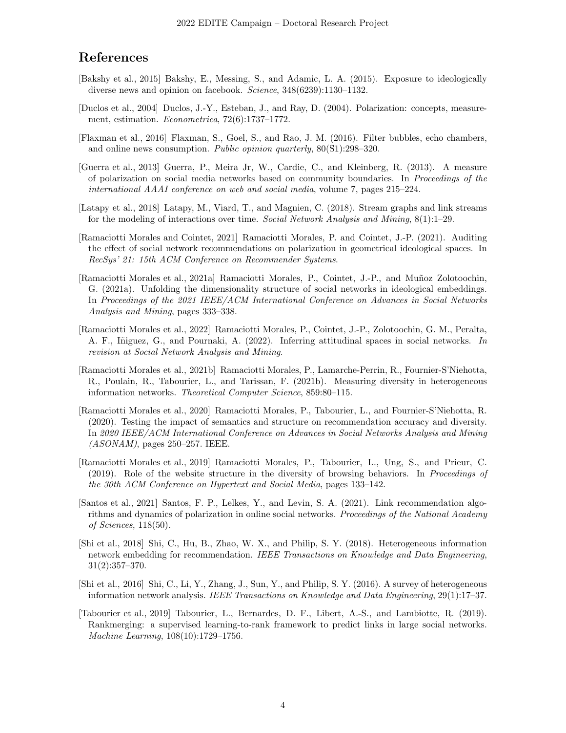## References

[Bakshy et al., 2015] Bakshy, E., Messing, S., and Adamic, L. A. (2015). Exposure to ideologically diverse news and opinion on facebook. *Science*, 348(6239):1130–1132.

[Duclos et al., 2004] Duclos, J.-Y., Esteban, J., and Ray, D. (2004). Polarization: concepts, measurement, estimation. *Econometrica*, 72(6):1737–1772.

[Flaxman et al., 2016] Flaxman, S., Goel, S., and Rao, J. M. (2016). Filter bubbles, echo chambers, and online news consumption. *Public opinion quarterly*, 80(S1):298–320.

[Guerra et al., 2013] Guerra, P., Meira Jr, W., Cardie, C., and Kleinberg, R. (2013). A measure of polarization on social media networks based on community boundaries. In *Proceedings of the international AAAI conference on web and social media*, volume 7, pages 215–224.

[Latapy et al., 2018] Latapy, M., Viard, T., and Magnien, C. (2018). Stream graphs and link streams for the modeling of interactions over time. *Social Network Analysis and Mining*, 8(1):1–29.

[Ramaciotti Morales and Cointet, 2021] Ramaciotti Morales, P. and Cointet, J.-P. (2021). Auditing the effect of social network recommendations on polarization in geometrical ideological spaces. In *RecSys' 21: 15th ACM Conference on Recommender Systems*.

[Ramaciotti Morales et al., 2021a] Ramaciotti Morales, P., Cointet, J.-P., and Muñoz Zolotoochin, G. (2021a). Unfolding the dimensionality structure of social networks in ideological embeddings. In *Proceedings of the 2021 IEEE/ACM International Conference on Advances in Social Networks Analysis and Mining*, pages 333–338.

[Ramaciotti Morales et al., 2022] Ramaciotti Morales, P., Cointet, J.-P., Zolotoochin, G. M., Peralta, A. F., Iñiguez, G., and Pournaki, A. (2022). Inferring attitudinal spaces in social networks. *In revision at Social Network Analysis and Mining*.

[Ramaciotti Morales et al., 2021b] Ramaciotti Morales, P., Lamarche-Perrin, R., Fournier-S'Niehotta, R., Poulain, R., Tabourier, L., and Tarissan, F. (2021b). Measuring diversity in heterogeneous information networks. *Theoretical Computer Science*, 859:80–115.

[Ramaciotti Morales et al., 2020] Ramaciotti Morales, P., Tabourier, L., and Fournier-S'Niehotta, R. (2020). Testing the impact of semantics and structure on recommendation accuracy and diversity. In *2020 IEEE/ACM International Conference on Advances in Social Networks Analysis and Mining (ASONAM)*, pages 250–257. IEEE.

[Ramaciotti Morales et al., 2019] Ramaciotti Morales, P., Tabourier, L., Ung, S., and Prieur, C. (2019). Role of the website structure in the diversity of browsing behaviors. In *Proceedings of the 30th ACM Conference on Hypertext and Social Media*, pages 133–142.

[Santos et al., 2021] Santos, F. P., Lelkes, Y., and Levin, S. A. (2021). Link recommendation algorithms and dynamics of polarization in online social networks. *Proceedings of the National Academy of Sciences*, 118(50).

[Shi et al., 2018] Shi, C., Hu, B., Zhao, W. X., and Philip, S. Y. (2018). Heterogeneous information network embedding for recommendation. *IEEE Transactions on Knowledge and Data Engineering*, 31(2):357–370.

[Shi et al., 2016] Shi, C., Li, Y., Zhang, J., Sun, Y., and Philip, S. Y. (2016). A survey of heterogeneous information network analysis. *IEEE Transactions on Knowledge and Data Engineering*, 29(1):17–37.

[Tabourier et al., 2019] Tabourier, L., Bernardes, D. F., Libert, A.-S., and Lambiotte, R. (2019). Rankmerging: a supervised learning-to-rank framework to predict links in large social networks. *Machine Learning*, 108(10):1729–1756.